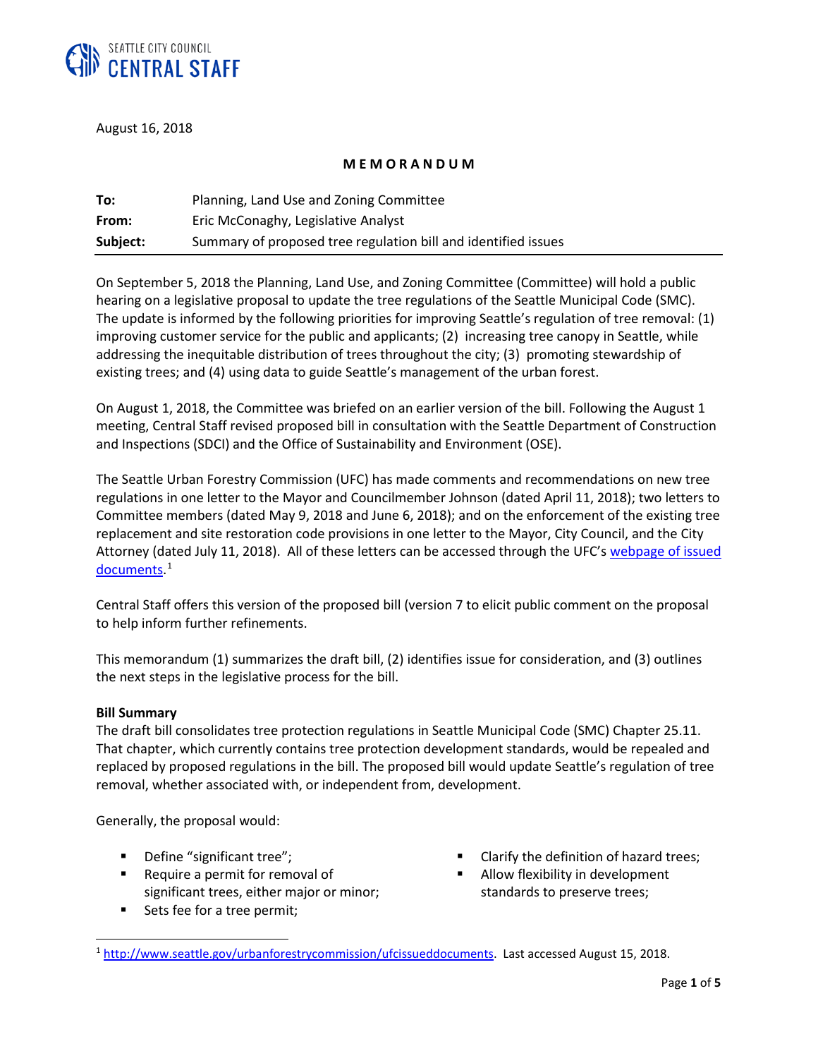SEATTLE CITY COUNCIL
**CENTRAL STAFF**

August 16, 2018

**M E M O R A N D U M**

| | |
|---|---|
| **To:** | Planning, Land Use and Zoning Committee |
| **From:** | Eric McConaghy, Legislative Analyst |
| **Subject:** | Summary of proposed tree regulation bill and identified issues |

On September 5, 2018 the Planning, Land Use, and Zoning Committee (Committee) will hold a public hearing on a legislative proposal to update the tree regulations of the Seattle Municipal Code (SMC). The update is informed by the following priorities for improving Seattle's regulation of tree removal: (1) improving customer service for the public and applicants; (2) increasing tree canopy in Seattle, while addressing the inequitable distribution of trees throughout the city; (3) promoting stewardship of existing trees; and (4) using data to guide Seattle's management of the urban forest.

On August 1, 2018, the Committee was briefed on an earlier version of the bill. Following the August 1 meeting, Central Staff revised proposed bill in consultation with the Seattle Department of Construction and Inspections (SDCI) and the Office of Sustainability and Environment (OSE).

The Seattle Urban Forestry Commission (UFC) has made comments and recommendations on new tree regulations in one letter to the Mayor and Councilmember Johnson (dated April 11, 2018); two letters to Committee members (dated May 9, 2018 and June 6, 2018); and on the enforcement of the existing tree replacement and site restoration code provisions in one letter to the Mayor, City Council, and the City Attorney (dated July 11, 2018). All of these letters can be accessed through the UFC's webpage of issued documents.[1]

Central Staff offers this version of the proposed bill (version 7 to elicit public comment on the proposal to help inform further refinements.

This memorandum (1) summarizes the draft bill, (2) identifies issue for consideration, and (3) outlines the next steps in the legislative process for the bill.

**Bill Summary**

The draft bill consolidates tree protection regulations in Seattle Municipal Code (SMC) Chapter 25.11. That chapter, which currently contains tree protection development standards, would be repealed and replaced by proposed regulations in the bill. The proposed bill would update Seattle's regulation of tree removal, whether associated with, or independent from, development.

Generally, the proposal would:

- Define "significant tree";
- Require a permit for removal of significant trees, either major or minor;
- Sets fee for a tree permit;
- Clarify the definition of hazard trees;
- Allow flexibility in development standards to preserve trees;

[1] http://www.seattle.gov/urbanforestrycommission/ufcissueddocuments. Last accessed August 15, 2018.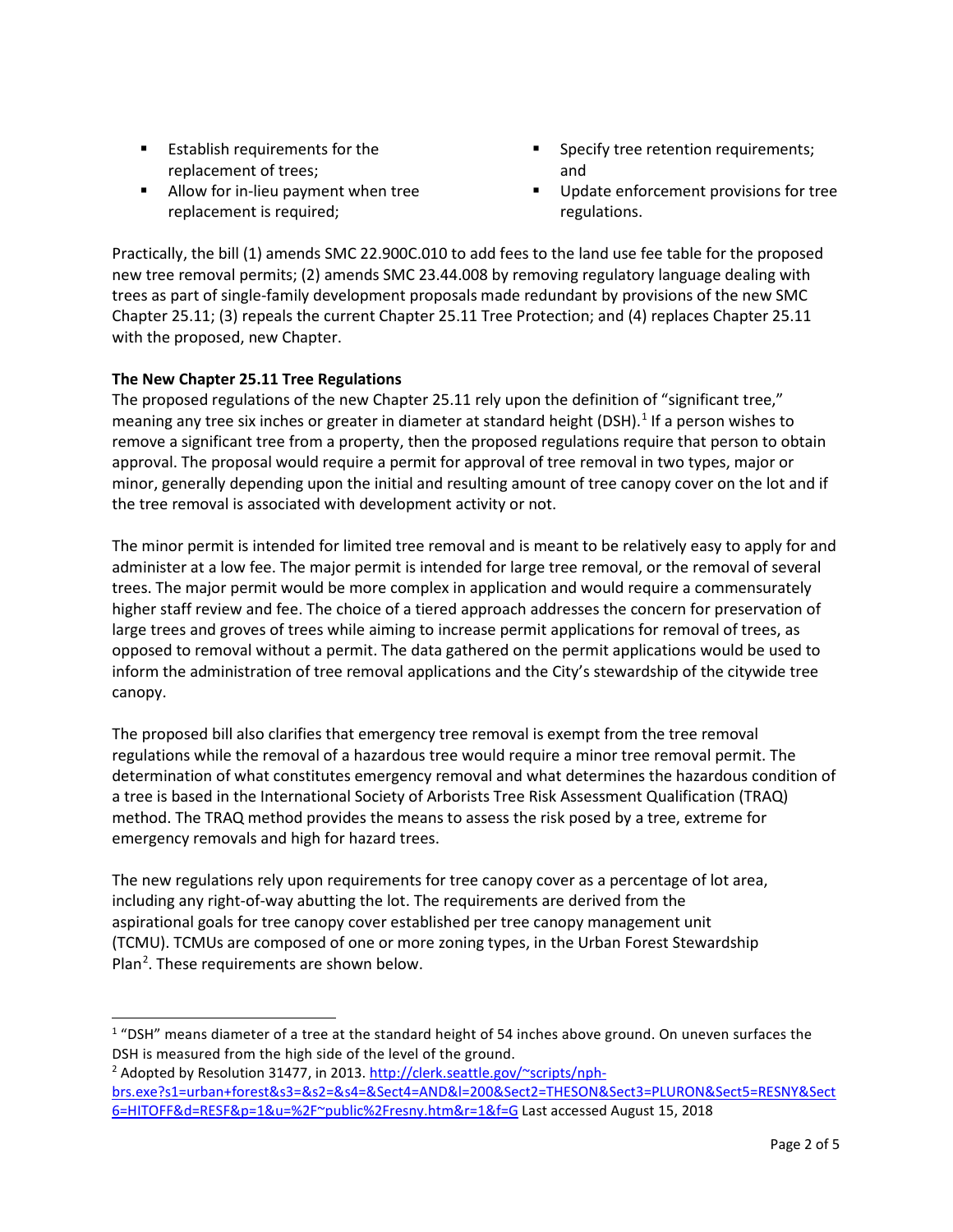- Establish requirements for the replacement of trees;
- Allow for in-lieu payment when tree replacement is required;
- Specify tree retention requirements; and
- Update enforcement provisions for tree regulations.

Practically, the bill (1) amends SMC 22.900C.010 to add fees to the land use fee table for the proposed new tree removal permits; (2) amends SMC 23.44.008 by removing regulatory language dealing with trees as part of single-family development proposals made redundant by provisions of the new SMC Chapter 25.11; (3) repeals the current Chapter 25.11 Tree Protection; and (4) replaces Chapter 25.11 with the proposed, new Chapter.

**The New Chapter 25.11 Tree Regulations**

The proposed regulations of the new Chapter 25.11 rely upon the definition of "significant tree," meaning any tree six inches or greater in diameter at standard height (DSH).[1] If a person wishes to remove a significant tree from a property, then the proposed regulations require that person to obtain approval. The proposal would require a permit for approval of tree removal in two types, major or minor, generally depending upon the initial and resulting amount of tree canopy cover on the lot and if the tree removal is associated with development activity or not.

The minor permit is intended for limited tree removal and is meant to be relatively easy to apply for and administer at a low fee. The major permit is intended for large tree removal, or the removal of several trees. The major permit would be more complex in application and would require a commensurately higher staff review and fee. The choice of a tiered approach addresses the concern for preservation of large trees and groves of trees while aiming to increase permit applications for removal of trees, as opposed to removal without a permit. The data gathered on the permit applications would be used to inform the administration of tree removal applications and the City's stewardship of the citywide tree canopy.

The proposed bill also clarifies that emergency tree removal is exempt from the tree removal regulations while the removal of a hazardous tree would require a minor tree removal permit. The determination of what constitutes emergency removal and what determines the hazardous condition of a tree is based in the International Society of Arborists Tree Risk Assessment Qualification (TRAQ) method. The TRAQ method provides the means to assess the risk posed by a tree, extreme for emergency removals and high for hazard trees.

The new regulations rely upon requirements for tree canopy cover as a percentage of lot area, including any right-of-way abutting the lot. The requirements are derived from the aspirational goals for tree canopy cover established per tree canopy management unit (TCMU). TCMUs are composed of one or more zoning types, in the Urban Forest Stewardship Plan[2]. These requirements are shown below.

---

[1] "DSH" means diameter of a tree at the standard height of 54 inches above ground. On uneven surfaces the DSH is measured from the high side of the level of the ground.

[2] Adopted by Resolution 31477, in 2013. http://clerk.seattle.gov/~scripts/nph-brs.exe?s1=urban+forest&s3=&s2=&s4=&Sect4=AND&l=200&Sect2=THESON&Sect3=PLURON&Sect5=RESNY&Sect6=HITOFF&d=RESF&p=1&u=%2F~public%2Fresny.htm&r=1&f=G Last accessed August 15, 2018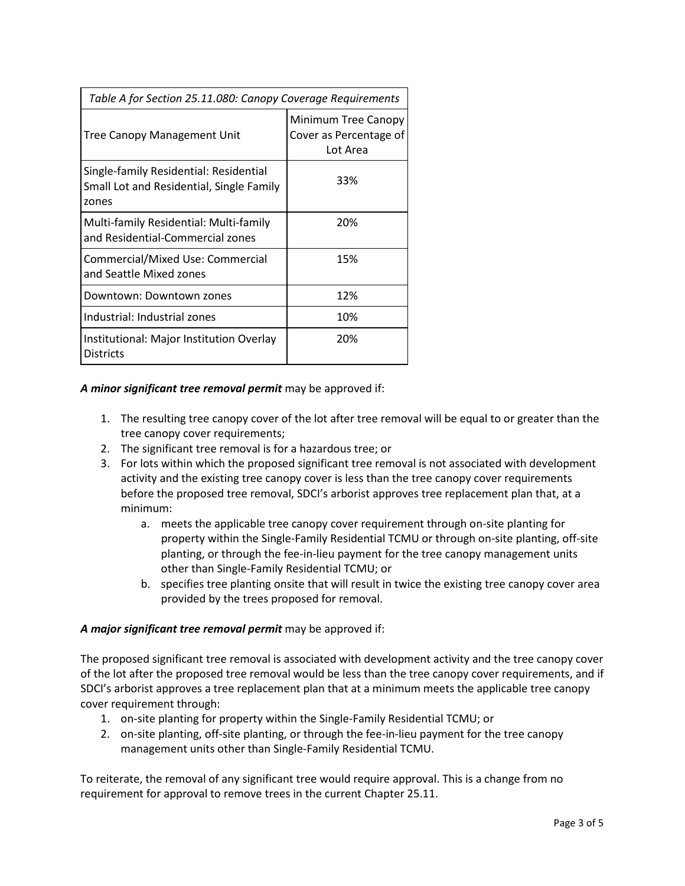| *Table A for Section 25.11.080: Canopy Coverage Requirements* | |
|---|---|
| Tree Canopy Management Unit | Minimum Tree Canopy Cover as Percentage of Lot Area |
| Single-family Residential: Residential Small Lot and Residential, Single Family zones | 33% |
| Multi-family Residential: Multi-family and Residential-Commercial zones | 20% |
| Commercial/Mixed Use: Commercial and Seattle Mixed zones | 15% |
| Downtown: Downtown zones | 12% |
| Industrial: Industrial zones | 10% |
| Institutional: Major Institution Overlay Districts | 20% |

***A minor significant tree removal permit*** may be approved if:

1. The resulting tree canopy cover of the lot after tree removal will be equal to or greater than the tree canopy cover requirements;
2. The significant tree removal is for a hazardous tree; or
3. For lots within which the proposed significant tree removal is not associated with development activity and the existing tree canopy cover is less than the tree canopy cover requirements before the proposed tree removal, SDCI's arborist approves tree replacement plan that, at a minimum:
   a. meets the applicable tree canopy cover requirement through on-site planting for property within the Single-Family Residential TCMU or through on-site planting, off-site planting, or through the fee-in-lieu payment for the tree canopy management units other than Single-Family Residential TCMU; or
   b. specifies tree planting onsite that will result in twice the existing tree canopy cover area provided by the trees proposed for removal.

***A major significant tree removal permit*** may be approved if:

The proposed significant tree removal is associated with development activity and the tree canopy cover of the lot after the proposed tree removal would be less than the tree canopy cover requirements, and if SDCI's arborist approves a tree replacement plan that at a minimum meets the applicable tree canopy cover requirement through:

1. on-site planting for property within the Single-Family Residential TCMU; or
2. on-site planting, off-site planting, or through the fee-in-lieu payment for the tree canopy management units other than Single-Family Residential TCMU.

To reiterate, the removal of any significant tree would require approval. This is a change from no requirement for approval to remove trees in the current Chapter 25.11.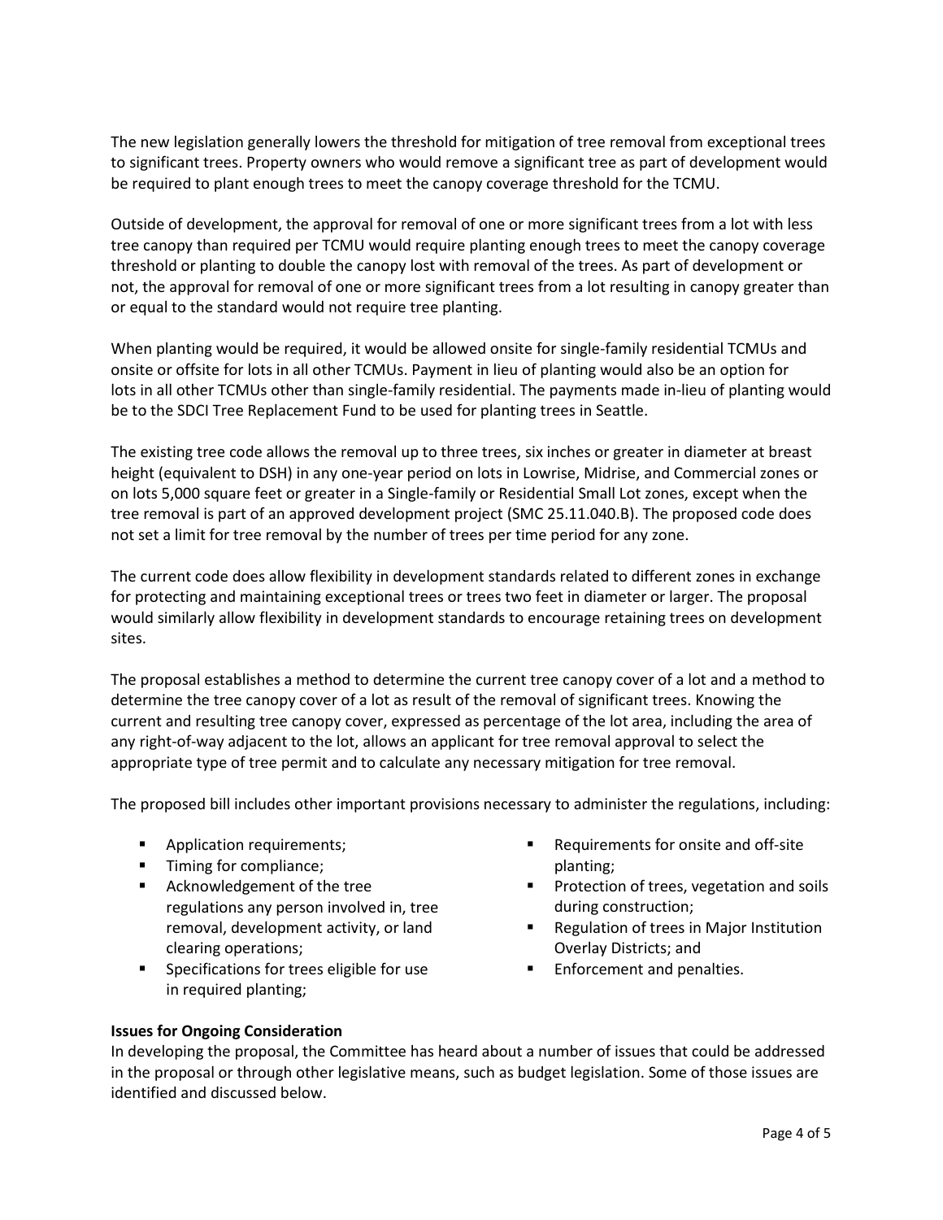The new legislation generally lowers the threshold for mitigation of tree removal from exceptional trees to significant trees. Property owners who would remove a significant tree as part of development would be required to plant enough trees to meet the canopy coverage threshold for the TCMU.

Outside of development, the approval for removal of one or more significant trees from a lot with less tree canopy than required per TCMU would require planting enough trees to meet the canopy coverage threshold or planting to double the canopy lost with removal of the trees. As part of development or not, the approval for removal of one or more significant trees from a lot resulting in canopy greater than or equal to the standard would not require tree planting.

When planting would be required, it would be allowed onsite for single-family residential TCMUs and onsite or offsite for lots in all other TCMUs. Payment in lieu of planting would also be an option for lots in all other TCMUs other than single-family residential. The payments made in-lieu of planting would be to the SDCI Tree Replacement Fund to be used for planting trees in Seattle.

The existing tree code allows the removal up to three trees, six inches or greater in diameter at breast height (equivalent to DSH) in any one-year period on lots in Lowrise, Midrise, and Commercial zones or on lots 5,000 square feet or greater in a Single-family or Residential Small Lot zones, except when the tree removal is part of an approved development project (SMC 25.11.040.B). The proposed code does not set a limit for tree removal by the number of trees per time period for any zone.

The current code does allow flexibility in development standards related to different zones in exchange for protecting and maintaining exceptional trees or trees two feet in diameter or larger. The proposal would similarly allow flexibility in development standards to encourage retaining trees on development sites.

The proposal establishes a method to determine the current tree canopy cover of a lot and a method to determine the tree canopy cover of a lot as result of the removal of significant trees. Knowing the current and resulting tree canopy cover, expressed as percentage of the lot area, including the area of any right-of-way adjacent to the lot, allows an applicant for tree removal approval to select the appropriate type of tree permit and to calculate any necessary mitigation for tree removal.

The proposed bill includes other important provisions necessary to administer the regulations, including:

- Application requirements;
- Timing for compliance;
- Acknowledgement of the tree regulations any person involved in, tree removal, development activity, or land clearing operations;
- Specifications for trees eligible for use in required planting;
- Requirements for onsite and off-site planting;
- Protection of trees, vegetation and soils during construction;
- Regulation of trees in Major Institution Overlay Districts; and
- Enforcement and penalties.

**Issues for Ongoing Consideration**

In developing the proposal, the Committee has heard about a number of issues that could be addressed in the proposal or through other legislative means, such as budget legislation. Some of those issues are identified and discussed below.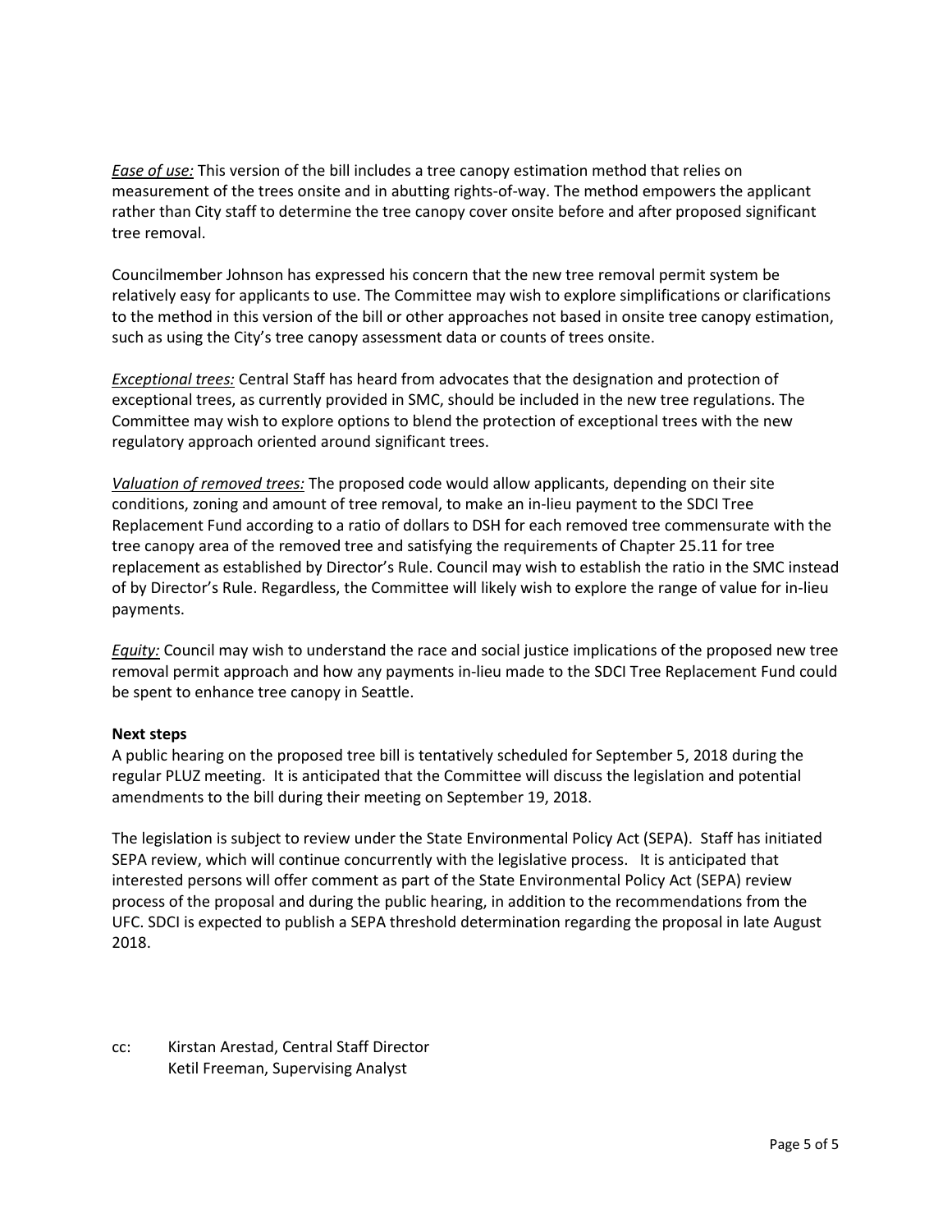*Ease of use:* This version of the bill includes a tree canopy estimation method that relies on measurement of the trees onsite and in abutting rights-of-way. The method empowers the applicant rather than City staff to determine the tree canopy cover onsite before and after proposed significant tree removal.

Councilmember Johnson has expressed his concern that the new tree removal permit system be relatively easy for applicants to use. The Committee may wish to explore simplifications or clarifications to the method in this version of the bill or other approaches not based in onsite tree canopy estimation, such as using the City's tree canopy assessment data or counts of trees onsite.

*Exceptional trees:* Central Staff has heard from advocates that the designation and protection of exceptional trees, as currently provided in SMC, should be included in the new tree regulations. The Committee may wish to explore options to blend the protection of exceptional trees with the new regulatory approach oriented around significant trees.

*Valuation of removed trees:* The proposed code would allow applicants, depending on their site conditions, zoning and amount of tree removal, to make an in-lieu payment to the SDCI Tree Replacement Fund according to a ratio of dollars to DSH for each removed tree commensurate with the tree canopy area of the removed tree and satisfying the requirements of Chapter 25.11 for tree replacement as established by Director's Rule. Council may wish to establish the ratio in the SMC instead of by Director's Rule. Regardless, the Committee will likely wish to explore the range of value for in-lieu payments.

*Equity:* Council may wish to understand the race and social justice implications of the proposed new tree removal permit approach and how any payments in-lieu made to the SDCI Tree Replacement Fund could be spent to enhance tree canopy in Seattle.

**Next steps**

A public hearing on the proposed tree bill is tentatively scheduled for September 5, 2018 during the regular PLUZ meeting. It is anticipated that the Committee will discuss the legislation and potential amendments to the bill during their meeting on September 19, 2018.

The legislation is subject to review under the State Environmental Policy Act (SEPA). Staff has initiated SEPA review, which will continue concurrently with the legislative process. It is anticipated that interested persons will offer comment as part of the State Environmental Policy Act (SEPA) review process of the proposal and during the public hearing, in addition to the recommendations from the UFC. SDCI is expected to publish a SEPA threshold determination regarding the proposal in late August 2018.

cc: Kirstan Arestad, Central Staff Director
Ketil Freeman, Supervising Analyst